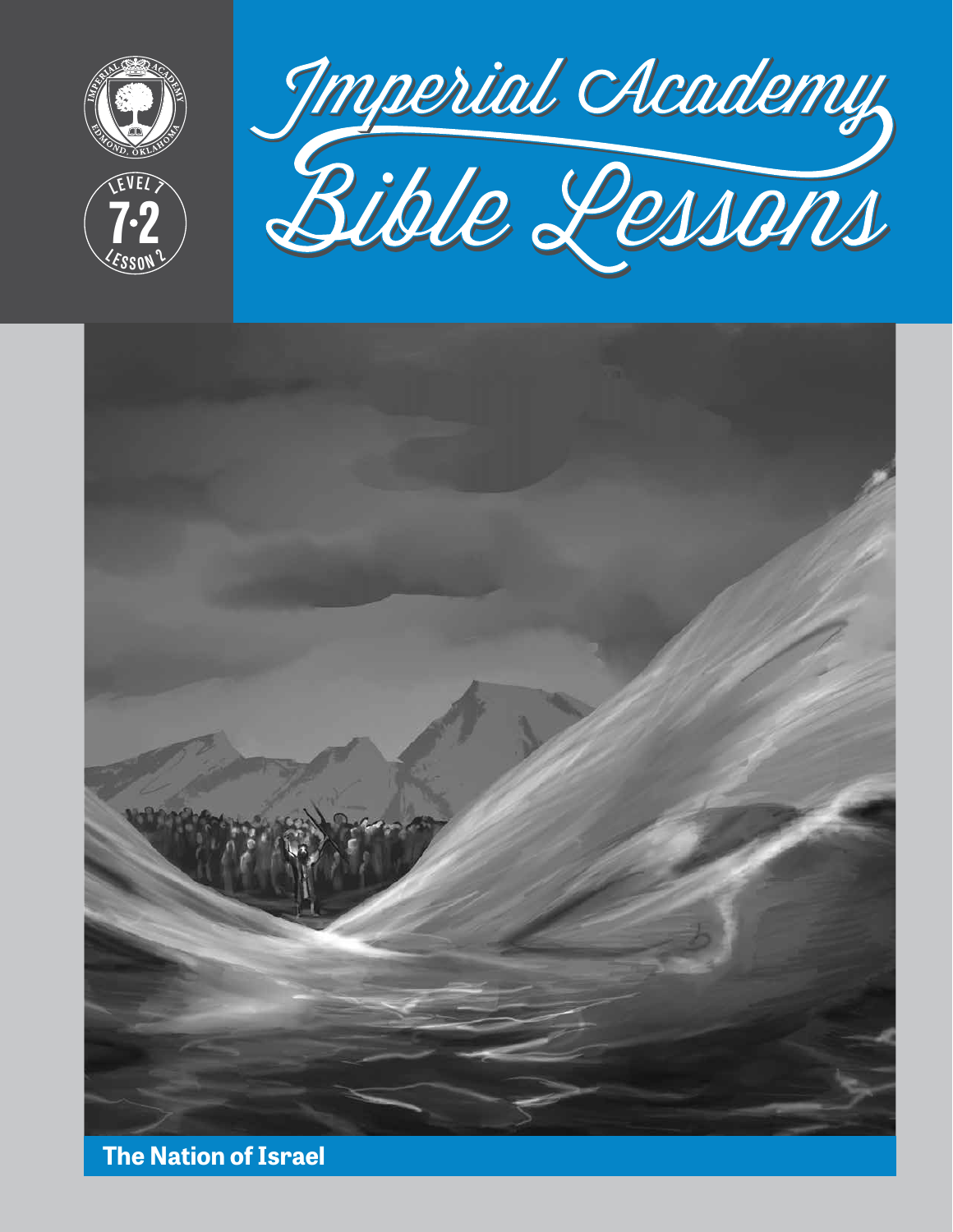# Imperial Academy Bible Lessons

LEVEL 7

7·2

LESSON 2

## The Nation of Israel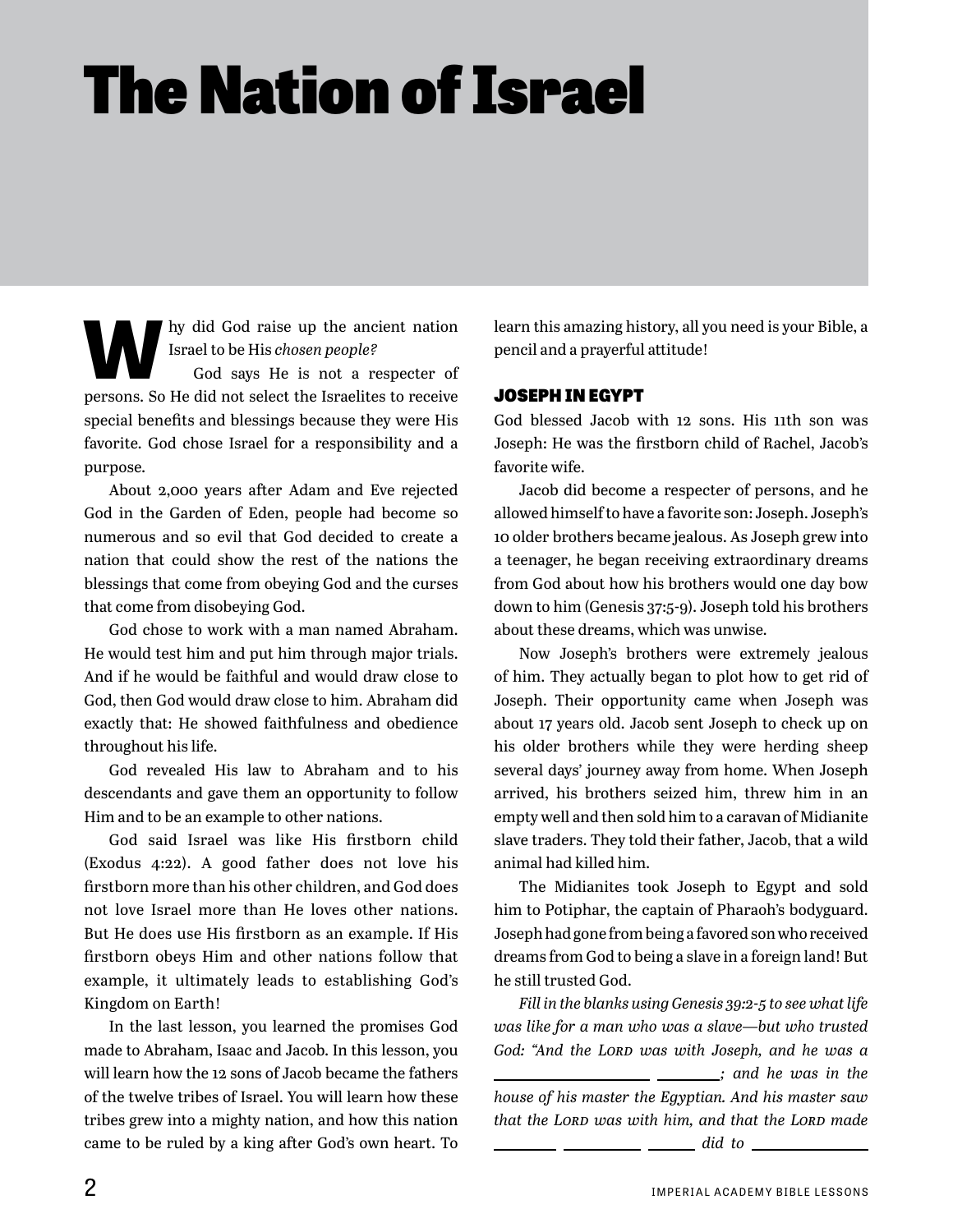# The Nation of Israel

Why did God raise up the ancient nation Israel to be His *chosen people?*

God says He is not a respecter of persons. So He did not select the Israelites to receive special benefits and blessings because they were His favorite. God chose Israel for a responsibility and a purpose.

About 2,000 years after Adam and Eve rejected God in the Garden of Eden, people had become so numerous and so evil that God decided to create a nation that could show the rest of the nations the blessings that come from obeying God and the curses that come from disobeying God.

God chose to work with a man named Abraham. He would test him and put him through major trials. And if he would be faithful and would draw close to God, then God would draw close to him. Abraham did exactly that: He showed faithfulness and obedience throughout his life.

God revealed His law to Abraham and to his descendants and gave them an opportunity to follow Him and to be an example to other nations.

God said Israel was like His firstborn child (Exodus 4:22). A good father does not love his firstborn more than his other children, and God does not love Israel more than He loves other nations. But He does use His firstborn as an example. If His firstborn obeys Him and other nations follow that example, it ultimately leads to establishing God's Kingdom on Earth!

In the last lesson, you learned the promises God made to Abraham, Isaac and Jacob. In this lesson, you will learn how the 12 sons of Jacob became the fathers of the twelve tribes of Israel. You will learn how these tribes grew into a mighty nation, and how this nation came to be ruled by a king after God's own heart. To learn this amazing history, all you need is your Bible, a pencil and a prayerful attitude!

## JOSEPH IN EGYPT

God blessed Jacob with 12 sons. His 11th son was Joseph: He was the firstborn child of Rachel, Jacob's favorite wife.

Jacob did become a respecter of persons, and he allowed himself to have a favorite son: Joseph. Joseph's 10 older brothers became jealous. As Joseph grew into a teenager, he began receiving extraordinary dreams from God about how his brothers would one day bow down to him (Genesis 37:5-9). Joseph told his brothers about these dreams, which was unwise.

Now Joseph's brothers were extremely jealous of him. They actually began to plot how to get rid of Joseph. Their opportunity came when Joseph was about 17 years old. Jacob sent Joseph to check up on his older brothers while they were herding sheep several days' journey away from home. When Joseph arrived, his brothers seized him, threw him in an empty well and then sold him to a caravan of Midianite slave traders. They told their father, Jacob, that a wild animal had killed him.

The Midianites took Joseph to Egypt and sold him to Potiphar, the captain of Pharaoh's bodyguard. Joseph had gone from being a favored son who received dreams from God to being a slave in a foreign land! But he still trusted God.

*Fill in the blanks using Genesis 39:2-5 to see what life was like for a man who was a slave—but who trusted God: "And the Lord was with Joseph, and he was a \_\_\_\_\_\_\_\_\_\_\_\_\_\_\_\_ \_\_\_\_\_\_\_\_; and he was in the house of his master the Egyptian. And his master saw that the Lord was with him, and that the Lord made \_\_\_\_\_\_\_\_ \_\_\_\_\_\_\_\_\_\_ \_\_\_\_\_\_ did to \_\_\_\_\_\_\_\_\_\_\_\_\_\_*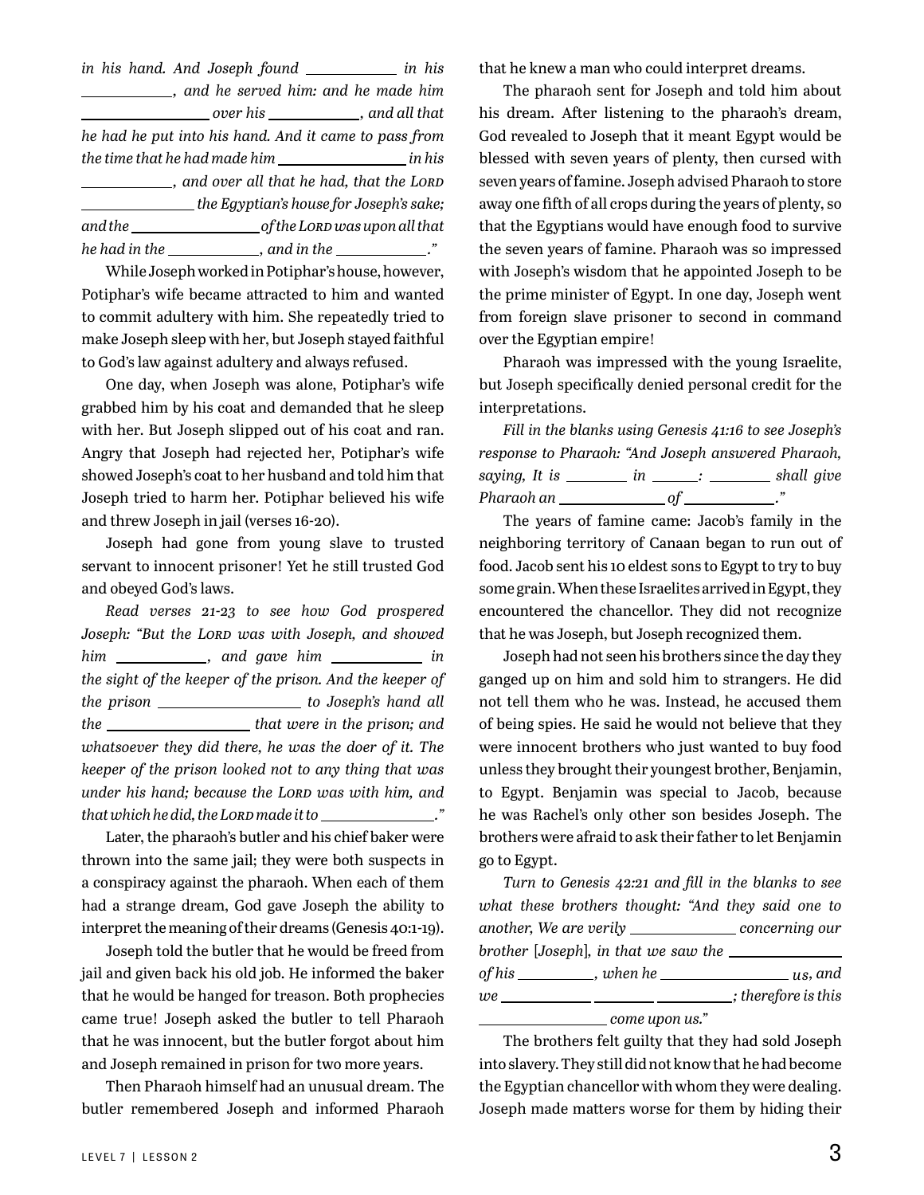*in his hand. And Joseph found ____________ in his ____________, and he served him: and he made him ________________ over his ____________, and all that he had he put into his hand. And it came to pass from the time that he had made him ________________ in his ____________, and over all that he had, that the LORD ______________ the Egyptian's house for Joseph's sake; and the ________________ of the LORD was upon all that he had in the ____________, and in the ____________."*

While Joseph worked in Potiphar's house, however, Potiphar's wife became attracted to him and wanted to commit adultery with him. She repeatedly tried to make Joseph sleep with her, but Joseph stayed faithful to God's law against adultery and always refused.

One day, when Joseph was alone, Potiphar's wife grabbed him by his coat and demanded that he sleep with her. But Joseph slipped out of his coat and ran. Angry that Joseph had rejected her, Potiphar's wife showed Joseph's coat to her husband and told him that Joseph tried to harm her. Potiphar believed his wife and threw Joseph in jail (verses 16-20).

Joseph had gone from young slave to trusted servant to innocent prisoner! Yet he still trusted God and obeyed God's laws.

*Read verses 21-23 to see how God prospered Joseph: "But the LORD was with Joseph, and showed him ____________, and gave him ____________ in the sight of the keeper of the prison. And the keeper of the prison __________________ to Joseph's hand all the __________________ that were in the prison; and whatsoever they did there, he was the doer of it. The keeper of the prison looked not to any thing that was under his hand; because the LORD was with him, and that which he did, the LORD made it to ______________."*

Later, the pharaoh's butler and his chief baker were thrown into the same jail; they were both suspects in a conspiracy against the pharaoh. When each of them had a strange dream, God gave Joseph the ability to interpret the meaning of their dreams (Genesis 40:1-19).

Joseph told the butler that he would be freed from jail and given back his old job. He informed the baker that he would be hanged for treason. Both prophecies came true! Joseph asked the butler to tell Pharaoh that he was innocent, but the butler forgot about him and Joseph remained in prison for two more years.

Then Pharaoh himself had an unusual dream. The butler remembered Joseph and informed Pharaoh that he knew a man who could interpret dreams.

The pharaoh sent for Joseph and told him about his dream. After listening to the pharaoh's dream, God revealed to Joseph that it meant Egypt would be blessed with seven years of plenty, then cursed with seven years of famine. Joseph advised Pharaoh to store away one fifth of all crops during the years of plenty, so that the Egyptians would have enough food to survive the seven years of famine. Pharaoh was so impressed with Joseph's wisdom that he appointed Joseph to be the prime minister of Egypt. In one day, Joseph went from foreign slave prisoner to second in command over the Egyptian empire!

Pharaoh was impressed with the young Israelite, but Joseph specifically denied personal credit for the interpretations.

*Fill in the blanks using Genesis 41:16 to see Joseph's response to Pharaoh: "And Joseph answered Pharaoh, saying, It is ________ in ______: ________ shall give Pharaoh an ______________ of ____________."*

The years of famine came: Jacob's family in the neighboring territory of Canaan began to run out of food. Jacob sent his 10 eldest sons to Egypt to try to buy some grain. When these Israelites arrived in Egypt, they encountered the chancellor. They did not recognize that he was Joseph, but Joseph recognized them.

Joseph had not seen his brothers since the day they ganged up on him and sold him to strangers. He did not tell them who he was. Instead, he accused them of being spies. He said he would not believe that they were innocent brothers who just wanted to buy food unless they brought their youngest brother, Benjamin, to Egypt. Benjamin was special to Jacob, because he was Rachel's only other son besides Joseph. The brothers were afraid to ask their father to let Benjamin go to Egypt.

*Turn to Genesis 42:21 and fill in the blanks to see what these brothers thought: "And they said one to another, We are verily ______________ concerning our brother [Joseph], in that we saw the ______________ of his __________, when he ________________ us, and we ____________ ________ __________; therefore is this ________________ come upon us."*

The brothers felt guilty that they had sold Joseph into slavery. They still did not know that he had become the Egyptian chancellor with whom they were dealing. Joseph made matters worse for them by hiding their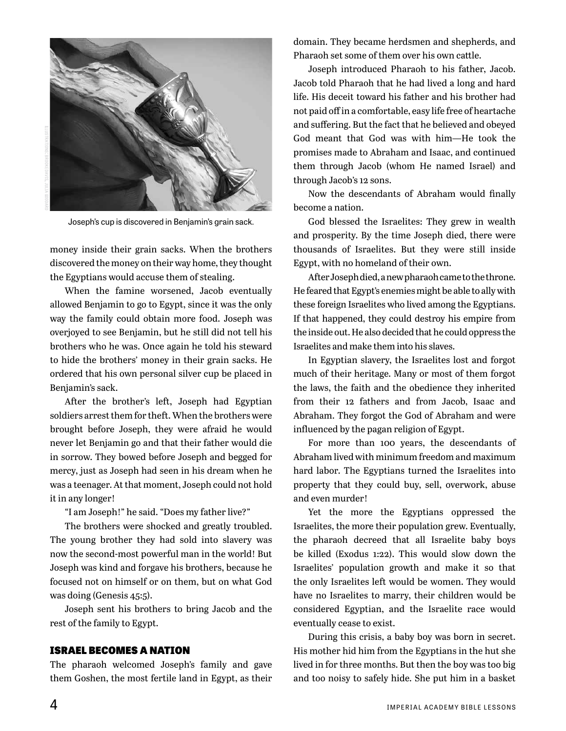Joseph's cup is discovered in Benjamin's grain sack.

money inside their grain sacks. When the brothers discovered the money on their way home, they thought the Egyptians would accuse them of stealing.

When the famine worsened, Jacob eventually allowed Benjamin to go to Egypt, since it was the only way the family could obtain more food. Joseph was overjoyed to see Benjamin, but he still did not tell his brothers who he was. Once again he told his steward to hide the brothers' money in their grain sacks. He ordered that his own personal silver cup be placed in Benjamin's sack.

After the brother's left, Joseph had Egyptian soldiers arrest them for theft. When the brothers were brought before Joseph, they were afraid he would never let Benjamin go and that their father would die in sorrow. They bowed before Joseph and begged for mercy, just as Joseph had seen in his dream when he was a teenager. At that moment, Joseph could not hold it in any longer!

"I am Joseph!" he said. "Does my father live?"

The brothers were shocked and greatly troubled. The young brother they had sold into slavery was now the second-most powerful man in the world! But Joseph was kind and forgave his brothers, because he focused not on himself or on them, but on what God was doing (Genesis 45:5).

Joseph sent his brothers to bring Jacob and the rest of the family to Egypt.

## ISRAEL BECOMES A NATION

The pharaoh welcomed Joseph's family and gave them Goshen, the most fertile land in Egypt, as their domain. They became herdsmen and shepherds, and Pharaoh set some of them over his own cattle.

Joseph introduced Pharaoh to his father, Jacob. Jacob told Pharaoh that he had lived a long and hard life. His deceit toward his father and his brother had not paid off in a comfortable, easy life free of heartache and suffering. But the fact that he believed and obeyed God meant that God was with him—He took the promises made to Abraham and Isaac, and continued them through Jacob (whom He named Israel) and through Jacob's 12 sons.

Now the descendants of Abraham would finally become a nation.

God blessed the Israelites: They grew in wealth and prosperity. By the time Joseph died, there were thousands of Israelites. But they were still inside Egypt, with no homeland of their own.

After Joseph died, a new pharaoh came to the throne. He feared that Egypt's enemies might be able to ally with these foreign Israelites who lived among the Egyptians. If that happened, they could destroy his empire from the inside out. He also decided that he could oppress the Israelites and make them into his slaves.

In Egyptian slavery, the Israelites lost and forgot much of their heritage. Many or most of them forgot the laws, the faith and the obedience they inherited from their 12 fathers and from Jacob, Isaac and Abraham. They forgot the God of Abraham and were influenced by the pagan religion of Egypt.

For more than 100 years, the descendants of Abraham lived with minimum freedom and maximum hard labor. The Egyptians turned the Israelites into property that they could buy, sell, overwork, abuse and even murder!

Yet the more the Egyptians oppressed the Israelites, the more their population grew. Eventually, the pharaoh decreed that all Israelite baby boys be killed (Exodus 1:22). This would slow down the Israelites' population growth and make it so that the only Israelites left would be women. They would have no Israelites to marry, their children would be considered Egyptian, and the Israelite race would eventually cease to exist.

During this crisis, a baby boy was born in secret. His mother hid him from the Egyptians in the hut she lived in for three months. But then the boy was too big and too noisy to safely hide. She put him in a basket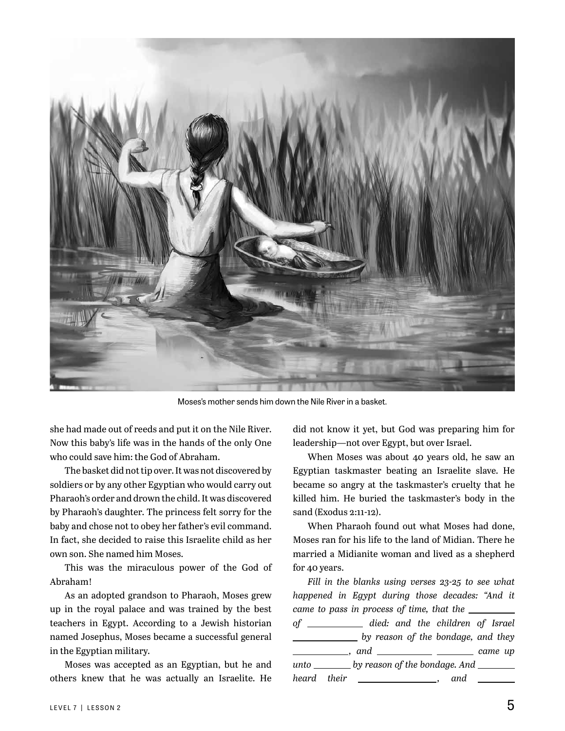Moses's mother sends him down the Nile River in a basket.

she had made out of reeds and put it on the Nile River. Now this baby's life was in the hands of the only One who could save him: the God of Abraham.

The basket did not tip over. It was not discovered by soldiers or by any other Egyptian who would carry out Pharaoh's order and drown the child. It was discovered by Pharaoh's daughter. The princess felt sorry for the baby and chose not to obey her father's evil command. In fact, she decided to raise this Israelite child as her own son. She named him Moses.

This was the miraculous power of the God of Abraham!

As an adopted grandson to Pharaoh, Moses grew up in the royal palace and was trained by the best teachers in Egypt. According to a Jewish historian named Josephus, Moses became a successful general in the Egyptian military.

Moses was accepted as an Egyptian, but he and others knew that he was actually an Israelite. He did not know it yet, but God was preparing him for leadership—not over Egypt, but over Israel.

When Moses was about 40 years old, he saw an Egyptian taskmaster beating an Israelite slave. He became so angry at the taskmaster's cruelty that he killed him. He buried the taskmaster's body in the sand (Exodus 2:11-12).

When Pharaoh found out what Moses had done, Moses ran for his life to the land of Midian. There he married a Midianite woman and lived as a shepherd for 40 years.

*Fill in the blanks using verses 23-25 to see what happened in Egypt during those decades: "And it came to pass in process of time, that the \_\_\_\_\_\_\_\_\_\_ of \_\_\_\_\_\_\_\_\_\_ died: and the children of Israel \_\_\_\_\_\_\_\_\_\_\_\_ by reason of the bondage, and they \_\_\_\_\_\_\_\_\_\_, and \_\_\_\_\_\_\_\_\_\_ \_\_\_\_\_\_\_\_ came up unto \_\_\_\_\_\_\_\_ by reason of the bondage. And \_\_\_\_\_\_\_\_ heard their \_\_\_\_\_\_\_\_\_\_\_\_\_\_, and \_\_\_\_\_\_\_\_*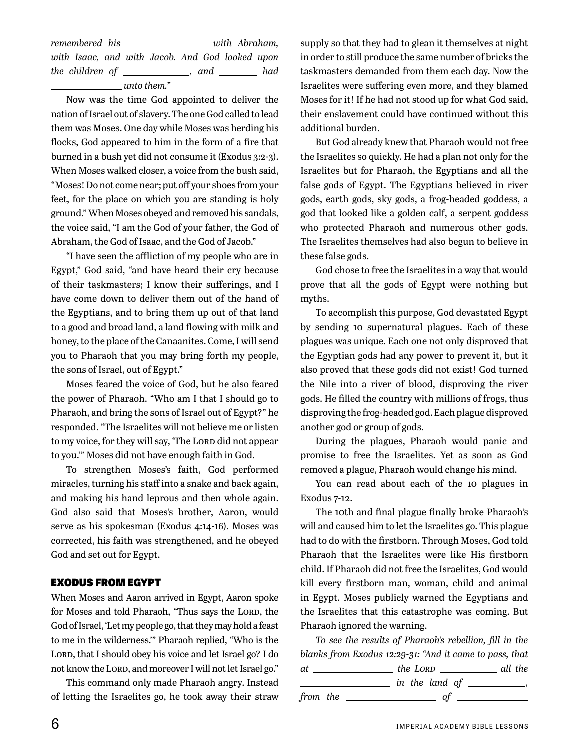*remembered his \_\_\_\_\_\_\_\_\_\_\_\_\_\_ with Abraham, with Isaac, and with Jacob. And God looked upon the children of \_\_\_\_\_\_\_\_\_\_\_\_, and \_\_\_\_\_\_\_ had \_\_\_\_\_\_\_\_\_\_\_\_ unto them."*

Now was the time God appointed to deliver the nation of Israel out of slavery. The one God called to lead them was Moses. One day while Moses was herding his flocks, God appeared to him in the form of a fire that burned in a bush yet did not consume it (Exodus 3:2-3). When Moses walked closer, a voice from the bush said, "Moses! Do not come near; put off your shoes from your feet, for the place on which you are standing is holy ground." When Moses obeyed and removed his sandals, the voice said, "I am the God of your father, the God of Abraham, the God of Isaac, and the God of Jacob."

"I have seen the affliction of my people who are in Egypt," God said, "and have heard their cry because of their taskmasters; I know their sufferings, and I have come down to deliver them out of the hand of the Egyptians, and to bring them up out of that land to a good and broad land, a land flowing with milk and honey, to the place of the Canaanites. Come, I will send you to Pharaoh that you may bring forth my people, the sons of Israel, out of Egypt."

Moses feared the voice of God, but he also feared the power of Pharaoh. "Who am I that I should go to Pharaoh, and bring the sons of Israel out of Egypt?" he responded. "The Israelites will not believe me or listen to my voice, for they will say, 'The Lord did not appear to you.'" Moses did not have enough faith in God.

To strengthen Moses's faith, God performed miracles, turning his staff into a snake and back again, and making his hand leprous and then whole again. God also said that Moses's brother, Aaron, would serve as his spokesman (Exodus 4:14-16). Moses was corrected, his faith was strengthened, and he obeyed God and set out for Egypt.

## EXODUS FROM EGYPT

When Moses and Aaron arrived in Egypt, Aaron spoke for Moses and told Pharaoh, "Thus says the Lord, the God of Israel, 'Let my people go, that they may hold a feast to me in the wilderness.'" Pharaoh replied, "Who is the Lord, that I should obey his voice and let Israel go? I do not know the Lord, and moreover I will not let Israel go."

This command only made Pharaoh angry. Instead of letting the Israelites go, he took away their straw supply so that they had to glean it themselves at night in order to still produce the same number of bricks the taskmasters demanded from them each day. Now the Israelites were suffering even more, and they blamed Moses for it! If he had not stood up for what God said, their enslavement could have continued without this additional burden.

But God already knew that Pharaoh would not free the Israelites so quickly. He had a plan not only for the Israelites but for Pharaoh, the Egyptians and all the false gods of Egypt. The Egyptians believed in river gods, earth gods, sky gods, a frog-headed goddess, a god that looked like a golden calf, a serpent goddess who protected Pharaoh and numerous other gods. The Israelites themselves had also begun to believe in these false gods.

God chose to free the Israelites in a way that would prove that all the gods of Egypt were nothing but myths.

To accomplish this purpose, God devastated Egypt by sending 10 supernatural plagues. Each of these plagues was unique. Each one not only disproved that the Egyptian gods had any power to prevent it, but it also proved that these gods did not exist! God turned the Nile into a river of blood, disproving the river gods. He filled the country with millions of frogs, thus disproving the frog-headed god. Each plague disproved another god or group of gods.

During the plagues, Pharaoh would panic and promise to free the Israelites. Yet as soon as God removed a plague, Pharaoh would change his mind.

You can read about each of the 10 plagues in Exodus 7-12.

The 10th and final plague finally broke Pharaoh's will and caused him to let the Israelites go. This plague had to do with the firstborn. Through Moses, God told Pharaoh that the Israelites were like His firstborn child. If Pharaoh did not free the Israelites, God would kill every firstborn man, woman, child and animal in Egypt. Moses publicly warned the Egyptians and the Israelites that this catastrophe was coming. But Pharaoh ignored the warning.

*To see the results of Pharaoh's rebellion, fill in the blanks from Exodus 12:29-31: "And it came to pass, that at \_\_\_\_\_\_\_\_\_\_\_\_\_\_ the Lord \_\_\_\_\_\_\_\_\_\_\_\_ all the \_\_\_\_\_\_\_\_\_\_\_\_\_\_\_\_ in the land of \_\_\_\_\_\_\_\_\_\_\_\_, from the \_\_\_\_\_\_\_\_\_\_\_\_\_\_\_\_ of \_\_\_\_\_\_\_\_\_\_\_\_\_\_*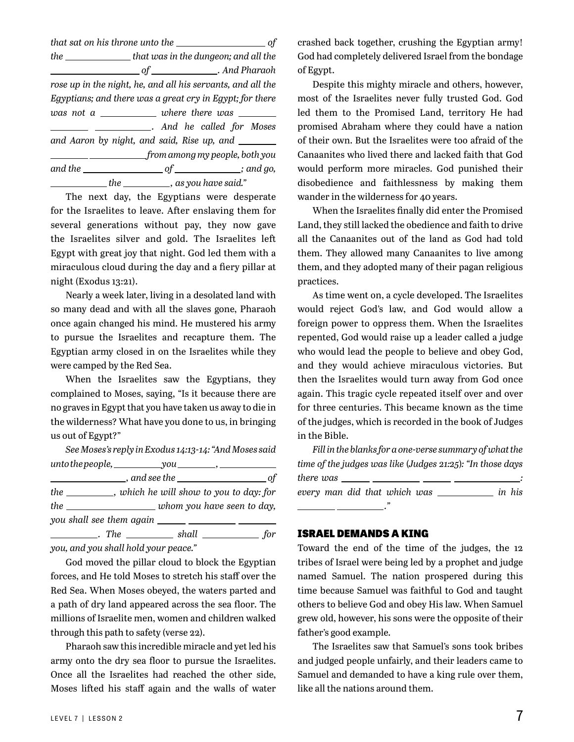*that sat on his throne unto the \_\_\_\_\_\_\_\_\_\_\_\_\_\_\_\_\_\_ of the \_\_\_\_\_\_\_\_\_\_\_\_\_\_ that was in the dungeon; and all the \_\_\_\_\_\_\_\_\_\_\_\_\_\_\_\_\_\_ of \_\_\_\_\_\_\_\_\_\_\_\_\_\_. And Pharaoh rose up in the night, he, and all his servants, and all the Egyptians; and there was a great cry in Egypt; for there was not a \_\_\_\_\_\_\_\_\_\_\_\_ where there was \_\_\_\_\_\_\_\_ \_\_\_\_\_\_\_\_ \_\_\_\_\_\_\_\_\_\_\_\_. And he called for Moses and Aaron by night, and said, Rise up, and \_\_\_\_\_\_\_\_ \_\_\_\_\_\_\_\_ \_\_\_\_\_\_\_\_\_\_\_\_ from among my people, both you and the \_\_\_\_\_\_\_\_\_\_\_\_\_\_\_\_\_ of \_\_\_\_\_\_\_\_\_\_\_\_\_\_; and go, \_\_\_\_\_\_\_\_\_\_\_\_ the \_\_\_\_\_\_\_\_\_\_, as you have said."*

The next day, the Egyptians were desperate for the Israelites to leave. After enslaving them for several generations without pay, they now gave the Israelites silver and gold. The Israelites left Egypt with great joy that night. God led them with a miraculous cloud during the day and a fiery pillar at night (Exodus 13:21).

Nearly a week later, living in a desolated land with so many dead and with all the slaves gone, Pharaoh once again changed his mind. He mustered his army to pursue the Israelites and recapture them. The Egyptian army closed in on the Israelites while they were camped by the Red Sea.

When the Israelites saw the Egyptians, they complained to Moses, saying, "Is it because there are no graves in Egypt that you have taken us away to die in the wilderness? What have you done to us, in bringing us out of Egypt?"

*See Moses's reply in Exodus 14:13-14: "And Moses said unto the people, \_\_\_\_\_\_\_\_\_\_ you \_\_\_\_\_\_\_\_, \_\_\_\_\_\_\_\_\_\_\_\_ \_\_\_\_\_\_\_\_\_\_\_\_\_\_\_\_, and see the \_\_\_\_\_\_\_\_\_\_\_\_\_\_\_\_\_\_ of the \_\_\_\_\_\_\_\_\_\_, which he will show to you to day: for the \_\_\_\_\_\_\_\_\_\_\_\_\_\_\_\_\_\_ whom you have seen to day, you shall see them again \_\_\_\_\_\_ \_\_\_\_\_\_\_\_\_\_ \_\_\_\_\_\_\_\_ \_\_\_\_\_\_\_\_\_\_. The \_\_\_\_\_\_\_\_\_\_ shall \_\_\_\_\_\_\_\_\_\_\_\_ for you, and you shall hold your peace."*

God moved the pillar cloud to block the Egyptian forces, and He told Moses to stretch his staff over the Red Sea. When Moses obeyed, the waters parted and a path of dry land appeared across the sea floor. The millions of Israelite men, women and children walked through this path to safety (verse 22).

Pharaoh saw this incredible miracle and yet led his army onto the dry sea floor to pursue the Israelites. Once all the Israelites had reached the other side, Moses lifted his staff again and the walls of water crashed back together, crushing the Egyptian army! God had completely delivered Israel from the bondage of Egypt.

Despite this mighty miracle and others, however, most of the Israelites never fully trusted God. God led them to the Promised Land, territory He had promised Abraham where they could have a nation of their own. But the Israelites were too afraid of the Canaanites who lived there and lacked faith that God would perform more miracles. God punished their disobedience and faithlessness by making them wander in the wilderness for 40 years.

When the Israelites finally did enter the Promised Land, they still lacked the obedience and faith to drive all the Canaanites out of the land as God had told them. They allowed many Canaanites to live among them, and they adopted many of their pagan religious practices.

As time went on, a cycle developed. The Israelites would reject God's law, and God would allow a foreign power to oppress them. When the Israelites repented, God would raise up a leader called a judge who would lead the people to believe and obey God, and they would achieve miraculous victories. But then the Israelites would turn away from God once again. This tragic cycle repeated itself over and over for three centuries. This became known as the time of the judges, which is recorded in the book of Judges in the Bible.

*Fill in the blanks for a one-verse summary of what the time of the judges was like (Judges 21:25): "In those days there was \_\_\_\_\_\_ \_\_\_\_\_\_\_\_\_\_ \_\_\_\_\_\_ \_\_\_\_\_\_\_\_\_\_\_\_\_\_: every man did that which was \_\_\_\_\_\_\_\_\_\_\_\_ in his \_\_\_\_\_\_\_\_ \_\_\_\_\_\_\_\_\_\_."*

## ISRAEL DEMANDS A KING

Toward the end of the time of the judges, the 12 tribes of Israel were being led by a prophet and judge named Samuel. The nation prospered during this time because Samuel was faithful to God and taught others to believe God and obey His law. When Samuel grew old, however, his sons were the opposite of their father's good example.

The Israelites saw that Samuel's sons took bribes and judged people unfairly, and their leaders came to Samuel and demanded to have a king rule over them, like all the nations around them.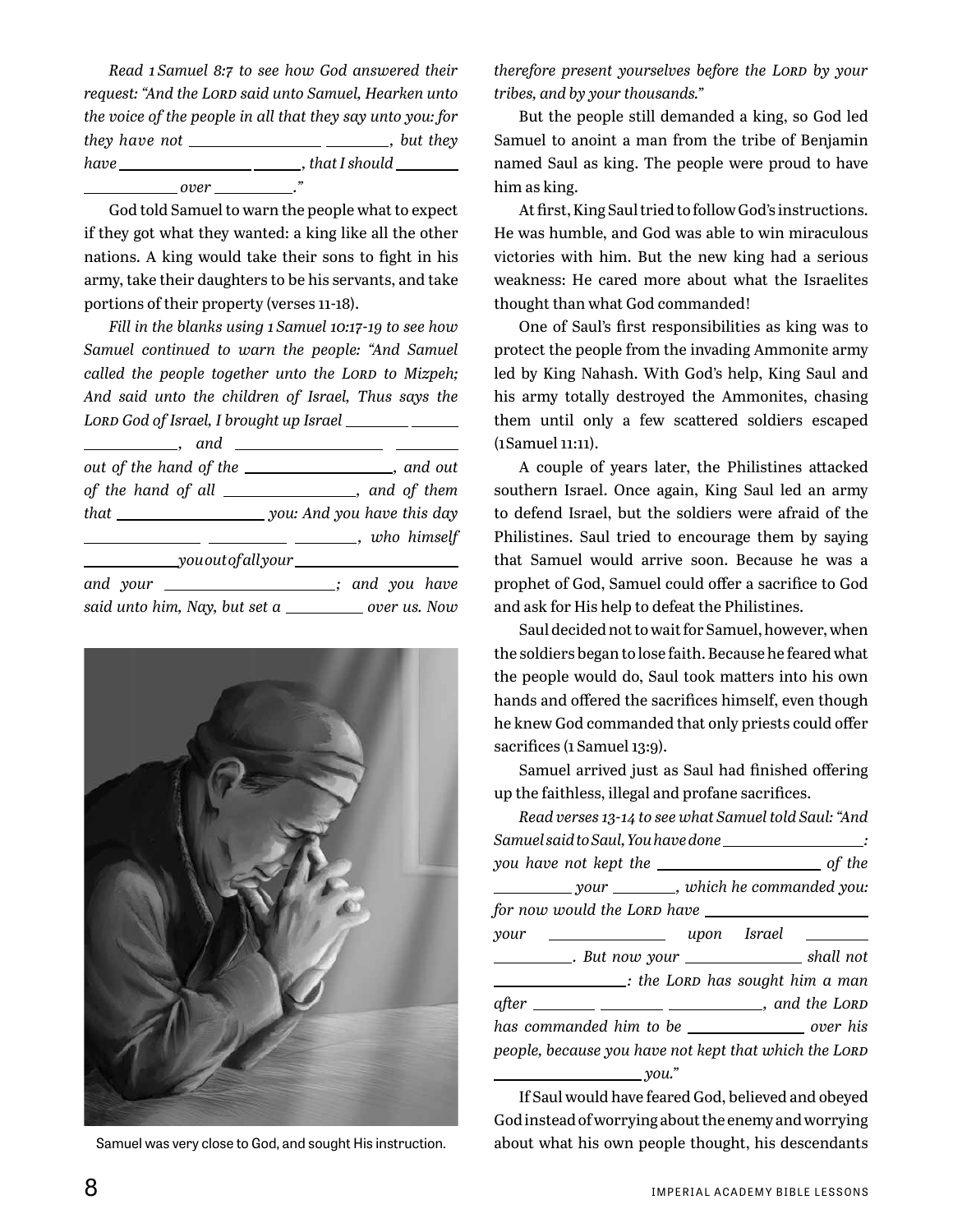*Read 1 Samuel 8:7 to see how God answered their request: "And the Lord said unto Samuel, Hearken unto the voice of the people in all that they say unto you: for they have not \_\_\_\_\_\_\_\_\_\_\_\_\_\_\_\_ \_\_\_\_\_\_\_\_, but they have \_\_\_\_\_\_\_\_\_\_\_\_\_\_\_\_ \_\_\_\_\_\_, that I should \_\_\_\_\_\_\_\_ \_\_\_\_\_\_\_\_\_\_\_\_ over \_\_\_\_\_\_\_\_\_\_."*

God told Samuel to warn the people what to expect if they got what they wanted: a king like all the other nations. A king would take their sons to fight in his army, take their daughters to be his servants, and take portions of their property (verses 11-18).

*Fill in the blanks using 1 Samuel 10:17-19 to see how Samuel continued to warn the people: "And Samuel called the people together unto the Lord to Mizpeh; And said unto the children of Israel, Thus says the Lord God of Israel, I brought up Israel \_\_\_\_\_\_\_\_ \_\_\_\_\_\_ \_\_\_\_\_\_\_\_\_\_\_\_, and \_\_\_\_\_\_\_\_\_\_\_\_\_\_\_\_\_\_ \_\_\_\_\_\_\_\_ out of the hand of the \_\_\_\_\_\_\_\_\_\_\_\_\_\_\_\_\_\_, and out of the hand of all \_\_\_\_\_\_\_\_\_\_\_\_\_\_\_\_, and of them that \_\_\_\_\_\_\_\_\_\_\_\_\_\_\_\_\_\_ you: And you have this day \_\_\_\_\_\_\_\_\_\_\_\_\_\_ \_\_\_\_\_\_\_\_\_\_ \_\_\_\_\_\_\_\_, who himself \_\_\_\_\_\_\_\_\_\_\_\_ you out of all your \_\_\_\_\_\_\_\_\_\_\_\_\_\_\_\_\_\_\_\_ and your \_\_\_\_\_\_\_\_\_\_\_\_\_\_\_\_\_\_\_\_\_; and you have said unto him, Nay, but set a \_\_\_\_\_\_\_\_\_\_ over us. Now therefore present yourselves before the Lord by your tribes, and by your thousands."*

Samuel was very close to God, and sought His instruction.

But the people still demanded a king, so God led Samuel to anoint a man from the tribe of Benjamin named Saul as king. The people were proud to have him as king.

At first, King Saul tried to follow God's instructions. He was humble, and God was able to win miraculous victories with him. But the new king had a serious weakness: He cared more about what the Israelites thought than what God commanded!

One of Saul's first responsibilities as king was to protect the people from the invading Ammonite army led by King Nahash. With God's help, King Saul and his army totally destroyed the Ammonites, chasing them until only a few scattered soldiers escaped (1 Samuel 11:11).

A couple of years later, the Philistines attacked southern Israel. Once again, King Saul led an army to defend Israel, but the soldiers were afraid of the Philistines. Saul tried to encourage them by saying that Samuel would arrive soon. Because he was a prophet of God, Samuel could offer a sacrifice to God and ask for His help to defeat the Philistines.

Saul decided not to wait for Samuel, however, when the soldiers began to lose faith. Because he feared what the people would do, Saul took matters into his own hands and offered the sacrifices himself, even though he knew God commanded that only priests could offer sacrifices (1 Samuel 13:9).

Samuel arrived just as Saul had finished offering up the faithless, illegal and profane sacrifices.

*Read verses 13-14 to see what Samuel told Saul: "And Samuel said to Saul, You have done \_\_\_\_\_\_\_\_\_\_\_\_\_\_\_\_\_\_: you have not kept the \_\_\_\_\_\_\_\_\_\_\_\_\_\_\_\_\_\_\_\_ of the \_\_\_\_\_\_\_\_\_\_ your \_\_\_\_\_\_\_\_, which he commanded you: for now would the Lord have \_\_\_\_\_\_\_\_\_\_\_\_\_\_\_\_\_\_\_\_ your \_\_\_\_\_\_\_\_\_\_\_\_\_\_ upon Israel \_\_\_\_\_\_\_\_ \_\_\_\_\_\_\_\_\_\_. But now your \_\_\_\_\_\_\_\_\_\_\_\_\_\_ shall not \_\_\_\_\_\_\_\_\_\_\_\_\_\_\_\_\_: the Lord has sought him a man after \_\_\_\_\_\_\_\_ \_\_\_\_\_\_\_\_ \_\_\_\_\_\_\_\_\_\_\_\_, and the Lord has commanded him to be \_\_\_\_\_\_\_\_\_\_\_\_\_\_ over his people, because you have not kept that which the Lord \_\_\_\_\_\_\_\_\_\_\_\_\_\_\_\_\_\_ you."*

If Saul would have feared God, believed and obeyed God instead of worrying about the enemy and worrying about what his own people thought, his descendants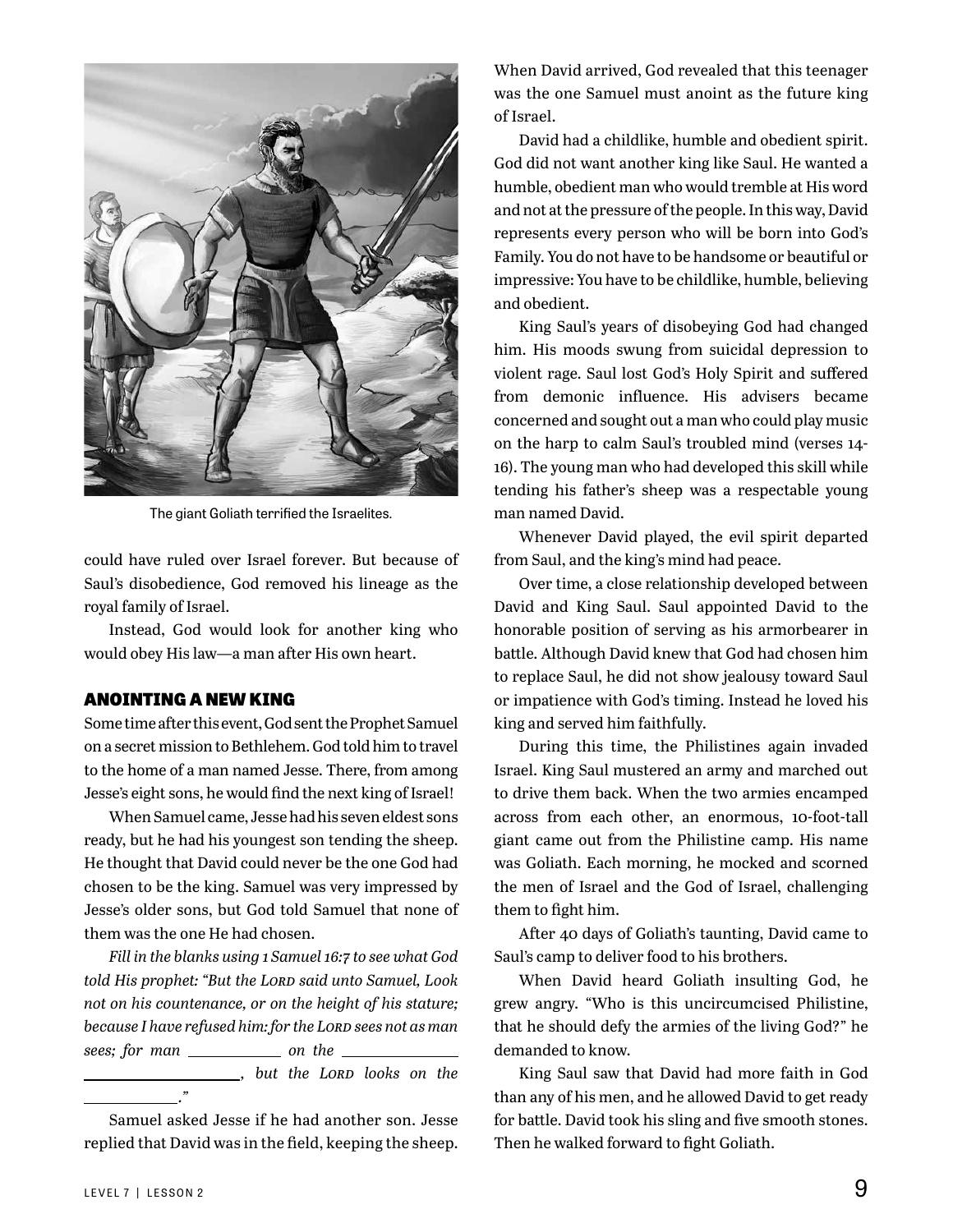The giant Goliath terrified the Israelites.

could have ruled over Israel forever. But because of Saul's disobedience, God removed his lineage as the royal family of Israel.

Instead, God would look for another king who would obey His law—a man after His own heart.

## ANOINTING A NEW KING

Some time after this event, God sent the Prophet Samuel on a secret mission to Bethlehem. God told him to travel to the home of a man named Jesse. There, from among Jesse's eight sons, he would find the next king of Israel!

When Samuel came, Jesse had his seven eldest sons ready, but he had his youngest son tending the sheep. He thought that David could never be the one God had chosen to be the king. Samuel was very impressed by Jesse's older sons, but God told Samuel that none of them was the one He had chosen.

*Fill in the blanks using 1 Samuel 16:7 to see what God told His prophet: "But the LORD said unto Samuel, Look not on his countenance, or on the height of his stature; because I have refused him: for the LORD sees not as man sees; for man ___________ on the ______________ ____________________, but the LORD looks on the ___________."*

Samuel asked Jesse if he had another son. Jesse replied that David was in the field, keeping the sheep. When David arrived, God revealed that this teenager was the one Samuel must anoint as the future king of Israel.

David had a childlike, humble and obedient spirit. God did not want another king like Saul. He wanted a humble, obedient man who would tremble at His word and not at the pressure of the people. In this way, David represents every person who will be born into God's Family. You do not have to be handsome or beautiful or impressive: You have to be childlike, humble, believing and obedient.

King Saul's years of disobeying God had changed him. His moods swung from suicidal depression to violent rage. Saul lost God's Holy Spirit and suffered from demonic influence. His advisers became concerned and sought out a man who could play music on the harp to calm Saul's troubled mind (verses 14-16). The young man who had developed this skill while tending his father's sheep was a respectable young man named David.

Whenever David played, the evil spirit departed from Saul, and the king's mind had peace.

Over time, a close relationship developed between David and King Saul. Saul appointed David to the honorable position of serving as his armorbearer in battle. Although David knew that God had chosen him to replace Saul, he did not show jealousy toward Saul or impatience with God's timing. Instead he loved his king and served him faithfully.

During this time, the Philistines again invaded Israel. King Saul mustered an army and marched out to drive them back. When the two armies encamped across from each other, an enormous, 10-foot-tall giant came out from the Philistine camp. His name was Goliath. Each morning, he mocked and scorned the men of Israel and the God of Israel, challenging them to fight him.

After 40 days of Goliath's taunting, David came to Saul's camp to deliver food to his brothers.

When David heard Goliath insulting God, he grew angry. "Who is this uncircumcised Philistine, that he should defy the armies of the living God?" he demanded to know.

King Saul saw that David had more faith in God than any of his men, and he allowed David to get ready for battle. David took his sling and five smooth stones. Then he walked forward to fight Goliath.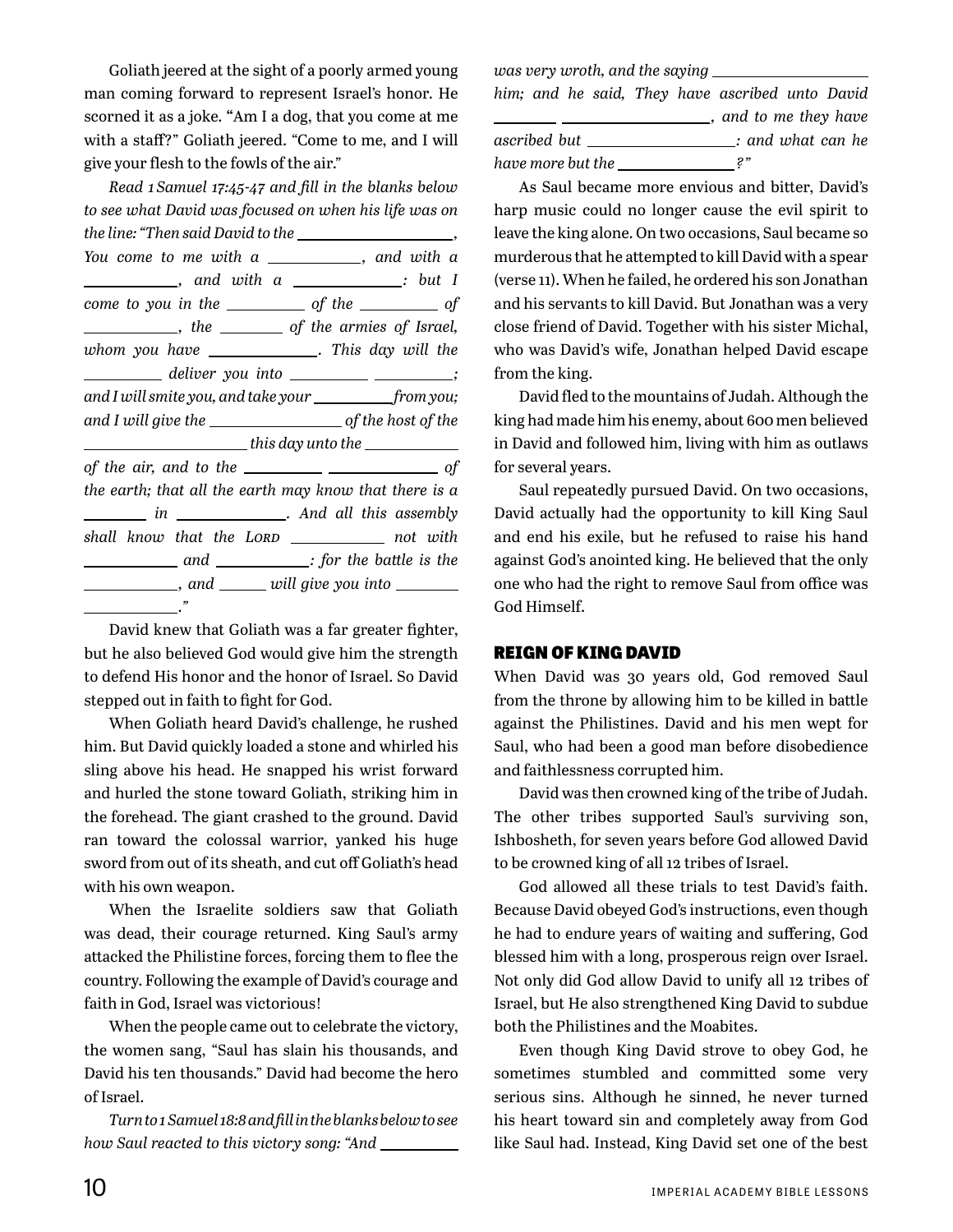Goliath jeered at the sight of a poorly armed young man coming forward to represent Israel's honor. He scorned it as a joke. "Am I a dog, that you come at me with a staff?" Goliath jeered. "Come to me, and I will give your flesh to the fowls of the air."

*Read 1 Samuel 17:45-47 and fill in the blanks below to see what David was focused on when his life was on the line: "Then said David to the ________________, You come to me with a __________, and with a __________, and with a ____________: but I come to you in the ________ of the ________ of __________, the _______ of the armies of Israel, whom you have ____________. This day will the ________ deliver you into ________ ________; and I will smite you, and take your _________ from you; and I will give the _______________ of the host of the __________________ this day unto the ___________ of the air, and to the ________ ____________ of the earth; that all the earth may know that there is a _______ in ____________. And all this assembly shall know that the LORD __________ not with __________ and __________: for the battle is the __________, and _____ will give you into _______ __________."*

David knew that Goliath was a far greater fighter, but he also believed God would give him the strength to defend His honor and the honor of Israel. So David stepped out in faith to fight for God.

When Goliath heard David's challenge, he rushed him. But David quickly loaded a stone and whirled his sling above his head. He snapped his wrist forward and hurled the stone toward Goliath, striking him in the forehead. The giant crashed to the ground. David ran toward the colossal warrior, yanked his huge sword from out of its sheath, and cut off Goliath's head with his own weapon.

When the Israelite soldiers saw that Goliath was dead, their courage returned. King Saul's army attacked the Philistine forces, forcing them to flee the country. Following the example of David's courage and faith in God, Israel was victorious!

When the people came out to celebrate the victory, the women sang, "Saul has slain his thousands, and David his ten thousands." David had become the hero of Israel.

*Turn to 1 Samuel 18:8 and fill in the blanks below to see how Saul reacted to this victory song: "And _________ was very wroth, and the saying __________________ him; and he said, They have ascribed unto David _______ _______________, and to me they have ascribed but _________________: and what can he have more but the ______________?"*

As Saul became more envious and bitter, David's harp music could no longer cause the evil spirit to leave the king alone. On two occasions, Saul became so murderous that he attempted to kill David with a spear (verse 11). When he failed, he ordered his son Jonathan and his servants to kill David. But Jonathan was a very close friend of David. Together with his sister Michal, who was David's wife, Jonathan helped David escape from the king.

David fled to the mountains of Judah. Although the king had made him his enemy, about 600 men believed in David and followed him, living with him as outlaws for several years.

Saul repeatedly pursued David. On two occasions, David actually had the opportunity to kill King Saul and end his exile, but he refused to raise his hand against God's anointed king. He believed that the only one who had the right to remove Saul from office was God Himself.

## REIGN OF KING DAVID

When David was 30 years old, God removed Saul from the throne by allowing him to be killed in battle against the Philistines. David and his men wept for Saul, who had been a good man before disobedience and faithlessness corrupted him.

David was then crowned king of the tribe of Judah. The other tribes supported Saul's surviving son, Ishbosheth, for seven years before God allowed David to be crowned king of all 12 tribes of Israel.

God allowed all these trials to test David's faith. Because David obeyed God's instructions, even though he had to endure years of waiting and suffering, God blessed him with a long, prosperous reign over Israel. Not only did God allow David to unify all 12 tribes of Israel, but He also strengthened King David to subdue both the Philistines and the Moabites.

Even though King David strove to obey God, he sometimes stumbled and committed some very serious sins. Although he sinned, he never turned his heart toward sin and completely away from God like Saul had. Instead, King David set one of the best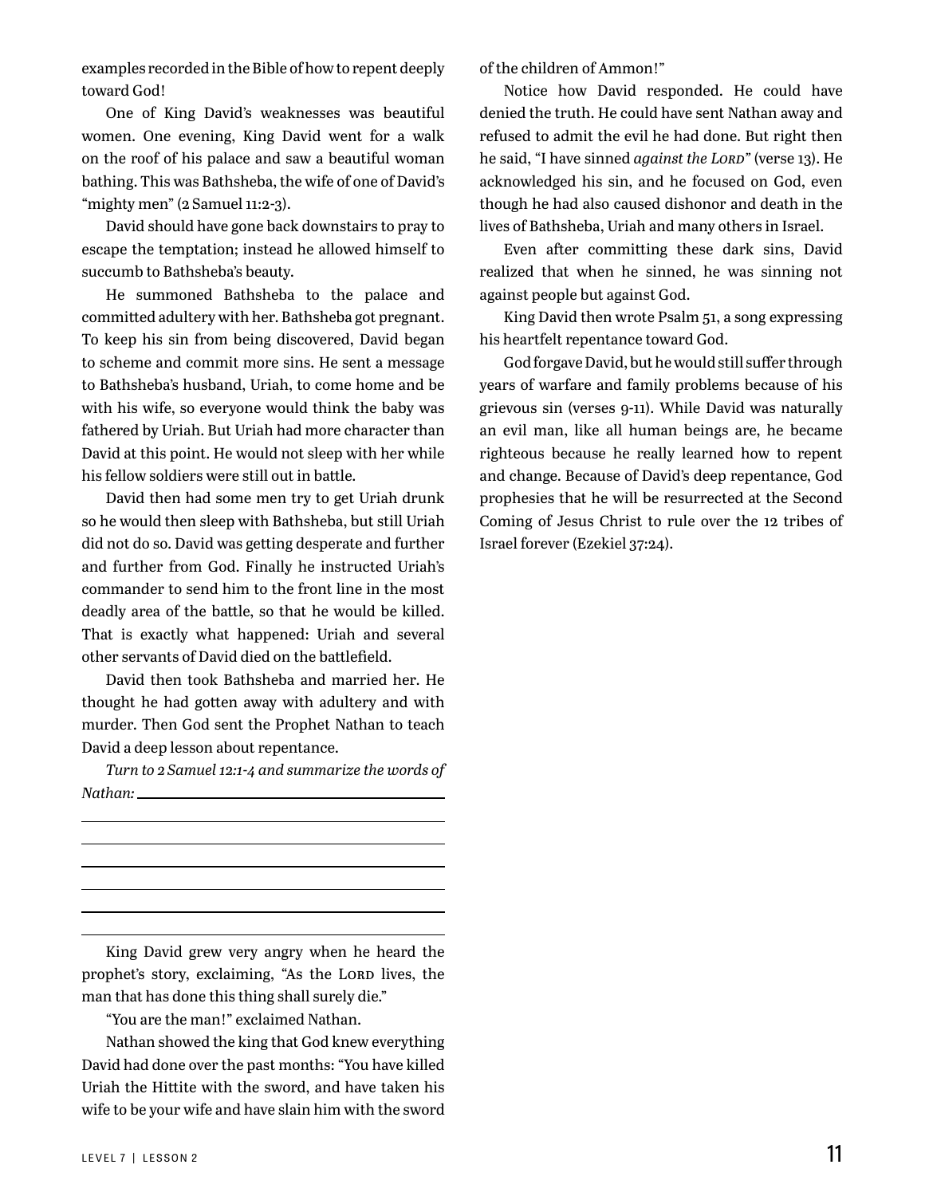examples recorded in the Bible of how to repent deeply toward God!

One of King David's weaknesses was beautiful women. One evening, King David went for a walk on the roof of his palace and saw a beautiful woman bathing. This was Bathsheba, the wife of one of David's "mighty men" (2 Samuel 11:2-3).

David should have gone back downstairs to pray to escape the temptation; instead he allowed himself to succumb to Bathsheba's beauty.

He summoned Bathsheba to the palace and committed adultery with her. Bathsheba got pregnant. To keep his sin from being discovered, David began to scheme and commit more sins. He sent a message to Bathsheba's husband, Uriah, to come home and be with his wife, so everyone would think the baby was fathered by Uriah. But Uriah had more character than David at this point. He would not sleep with her while his fellow soldiers were still out in battle.

David then had some men try to get Uriah drunk so he would then sleep with Bathsheba, but still Uriah did not do so. David was getting desperate and further and further from God. Finally he instructed Uriah's commander to send him to the front line in the most deadly area of the battle, so that he would be killed. That is exactly what happened: Uriah and several other servants of David died on the battlefield.

David then took Bathsheba and married her. He thought he had gotten away with adultery and with murder. Then God sent the Prophet Nathan to teach David a deep lesson about repentance.

*Turn to 2 Samuel 12:1-4 and summarize the words of Nathan:* \_\_\_\_\_\_\_\_\_\_\_\_\_\_\_\_\_\_\_\_\_\_\_\_\_\_\_\_\_\_\_\_\_\_\_\_\_\_\_\_

\_\_\_\_\_\_\_\_\_\_\_\_\_\_\_\_\_\_\_\_\_\_\_\_\_\_\_\_\_\_\_\_\_\_\_\_\_\_\_\_\_\_\_\_\_\_\_\_\_\_\_\_\_\_

\_\_\_\_\_\_\_\_\_\_\_\_\_\_\_\_\_\_\_\_\_\_\_\_\_\_\_\_\_\_\_\_\_\_\_\_\_\_\_\_\_\_\_\_\_\_\_\_\_\_\_\_\_\_

\_\_\_\_\_\_\_\_\_\_\_\_\_\_\_\_\_\_\_\_\_\_\_\_\_\_\_\_\_\_\_\_\_\_\_\_\_\_\_\_\_\_\_\_\_\_\_\_\_\_\_\_\_\_

\_\_\_\_\_\_\_\_\_\_\_\_\_\_\_\_\_\_\_\_\_\_\_\_\_\_\_\_\_\_\_\_\_\_\_\_\_\_\_\_\_\_\_\_\_\_\_\_\_\_\_\_\_\_

\_\_\_\_\_\_\_\_\_\_\_\_\_\_\_\_\_\_\_\_\_\_\_\_\_\_\_\_\_\_\_\_\_\_\_\_\_\_\_\_\_\_\_\_\_\_\_\_\_\_\_\_\_\_

\_\_\_\_\_\_\_\_\_\_\_\_\_\_\_\_\_\_\_\_\_\_\_\_\_\_\_\_\_\_\_\_\_\_\_\_\_\_\_\_\_\_\_\_\_\_\_\_\_\_\_\_\_\_

King David grew very angry when he heard the prophet's story, exclaiming, "As the LORD lives, the man that has done this thing shall surely die."

"You are the man!" exclaimed Nathan.

Nathan showed the king that God knew everything David had done over the past months: "You have killed Uriah the Hittite with the sword, and have taken his wife to be your wife and have slain him with the sword of the children of Ammon!"

Notice how David responded. He could have denied the truth. He could have sent Nathan away and refused to admit the evil he had done. But right then he said, "I have sinned *against the LORD*" (verse 13). He acknowledged his sin, and he focused on God, even though he had also caused dishonor and death in the lives of Bathsheba, Uriah and many others in Israel.

Even after committing these dark sins, David realized that when he sinned, he was sinning not against people but against God.

King David then wrote Psalm 51, a song expressing his heartfelt repentance toward God.

God forgave David, but he would still suffer through years of warfare and family problems because of his grievous sin (verses 9-11). While David was naturally an evil man, like all human beings are, he became righteous because he really learned how to repent and change. Because of David's deep repentance, God prophesies that he will be resurrected at the Second Coming of Jesus Christ to rule over the 12 tribes of Israel forever (Ezekiel 37:24).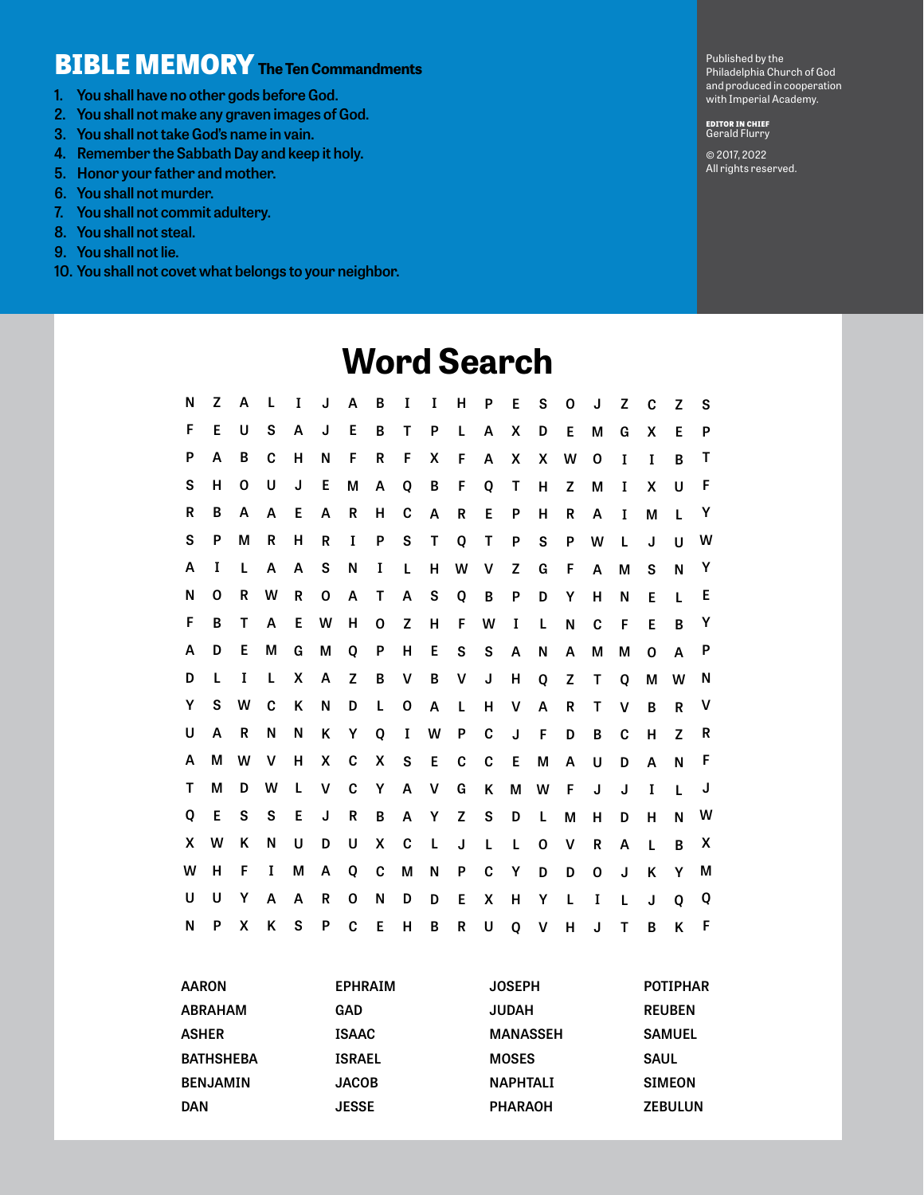# BIBLE MEMORY The Ten Commandments

1. You shall have no other gods before God.
2. You shall not make any graven images of God.
3. You shall not take God's name in vain.
4. Remember the Sabbath Day and keep it holy.
5. Honor your father and mother.
6. You shall not murder.
7. You shall not commit adultery.
8. You shall not steal.
9. You shall not lie.
10. You shall not covet what belongs to your neighbor.

Published by the Philadelphia Church of God and produced in cooperation with Imperial Academy.

EDITOR IN CHIEF
Gerald Flurry

© 2017, 2022
All rights reserved.

# Word Search

```
N Z A L I J A B I I H P E S O J Z C Z S
F E U S A J E B T P L A X D E M G X E P
P A B C H N F R F X F A X X W O I I B T
S H O U J E M A Q B F Q T H Z M I X U F
R B A A E A R H C A R E P H R A I M L Y
S P M R H R I P S T Q T P S P W L J U W
A I L A A S N I L H W V Z G F A M S N Y
N O R W R O A T A S Q B P D Y H N E L E
F B T A E W H O Z H F W I L N C F E B Y
A D E M G M Q P H E S S A N A M M O A P
D L I L X A Z B V B V J H Q Z T Q M W N
Y S W C K N D L O A L H V A R T V B R V
U A R N N K Y Q I W P C J F D B C H Z R
A M W V H X C X S E C C E M A U D A N F
T M D W L V C Y A V G K M W F J J I L J
Q E S S E J R B A Y Z S D L M H D H N W
X W K N U D U X C L J L L O V R A L B X
W H F I M A Q C M N P C Y D D O J K Y M
U U Y A A R O N D D E X H Y L I L J Q Q
N P X K S P C E H B R U Q V H J T B K F
```

AARON
ABRAHAM
ASHER
BATHSHEBA
BENJAMIN
DAN
EPHRAIM
GAD
ISAAC
ISRAEL
JACOB
JESSE
JOSEPH
JUDAH
MANASSEH
MOSES
NAPHTALI
PHARAOH
POTIPHAR
REUBEN
SAMUEL
SAUL
SIMEON
ZEBULUN